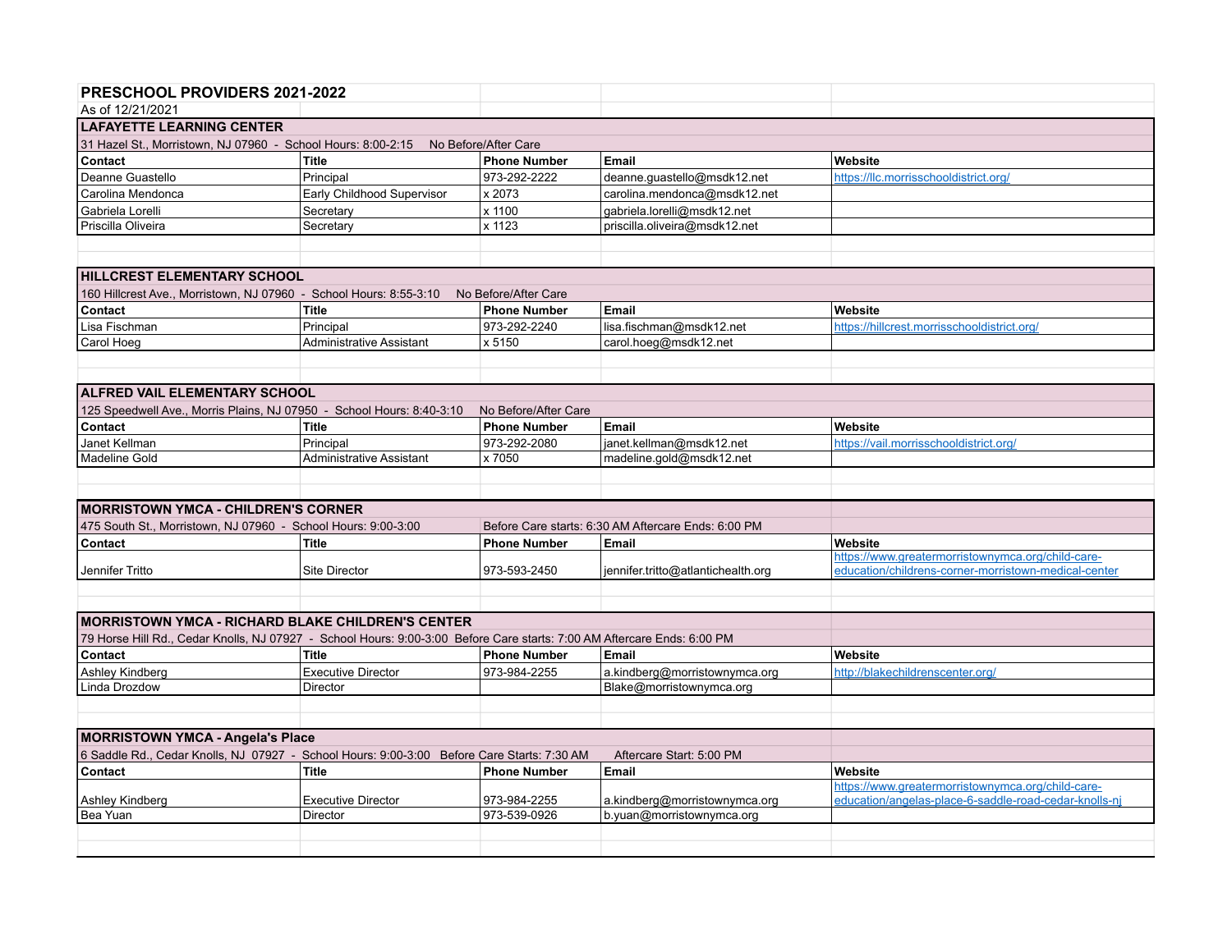# PRESCHOOL PROVIDERS 2021-2022

As of 12/21/2021

## LAFAYETTE LEARNING CENTER

31 Hazel St., Morristown, NJ 07960 - School Hours: 8:00-2:15 No Before/After Care

| Contact | Title | Phone Number | Email | Website |
|---|---|---|---|---|
| Deanne Guastello | Principal | 973-292-2222 | deanne.guastello@msdk12.net | https://llc.morrisschooldistrict.org/ |
| Carolina Mendonca | Early Childhood Supervisor | x 2073 | carolina.mendonca@msdk12.net | |
| Gabriela Lorelli | Secretary | x 1100 | gabriela.lorelli@msdk12.net | |
| Priscilla Oliveira | Secretary | x 1123 | priscilla.oliveira@msdk12.net | |

## HILLCREST ELEMENTARY SCHOOL

160 Hillcrest Ave., Morristown, NJ 07960 - School Hours: 8:55-3:10 No Before/After Care

| Contact | Title | Phone Number | Email | Website |
|---|---|---|---|---|
| Lisa Fischman | Principal | 973-292-2240 | lisa.fischman@msdk12.net | https://hillcrest.morrisschooldistrict.org/ |
| Carol Hoeg | Administrative Assistant | x 5150 | carol.hoeg@msdk12.net | |

## ALFRED VAIL ELEMENTARY SCHOOL

125 Speedwell Ave., Morris Plains, NJ 07950 - School Hours: 8:40-3:10 No Before/After Care

| Contact | Title | Phone Number | Email | Website |
|---|---|---|---|---|
| Janet Kellman | Principal | 973-292-2080 | janet.kellman@msdk12.net | https://vail.morrisschooldistrict.org/ |
| Madeline Gold | Administrative Assistant | x 7050 | madeline.gold@msdk12.net | |

## MORRISTOWN YMCA - CHILDREN'S CORNER

475 South St., Morristown, NJ 07960 - School Hours: 9:00-3:00 Before Care starts: 6:30 AM Aftercare Ends: 6:00 PM

| Contact | Title | Phone Number | Email | Website |
|---|---|---|---|---|
| Jennifer Tritto | Site Director | 973-593-2450 | jennifer.tritto@atlantichealth.org | https://www.greatermorristownymca.org/child-care-education/childrens-corner-morristown-medical-center |

## MORRISTOWN YMCA - RICHARD BLAKE CHILDREN'S CENTER

79 Horse Hill Rd., Cedar Knolls, NJ 07927 - School Hours: 9:00-3:00 Before Care starts: 7:00 AM Aftercare Ends: 6:00 PM

| Contact | Title | Phone Number | Email | Website |
|---|---|---|---|---|
| Ashley Kindberg | Executive Director | 973-984-2255 | a.kindberg@morristownymca.org | http://blakechildrenscenter.org/ |
| Linda Drozdow | Director | | Blake@morristownymca.org | |

## MORRISTOWN YMCA - Angela's Place

6 Saddle Rd., Cedar Knolls, NJ 07927 - School Hours: 9:00-3:00 Before Care Starts: 7:30 AM Aftercare Start: 5:00 PM

| Contact | Title | Phone Number | Email | Website |
|---|---|---|---|---|
| Ashley Kindberg | Executive Director | 973-984-2255 | a.kindberg@morristownymca.org | https://www.greatermorristownymca.org/child-care-education/angelas-place-6-saddle-road-cedar-knolls-nj |
| Bea Yuan | Director | 973-539-0926 | b.yuan@morristownymca.org | |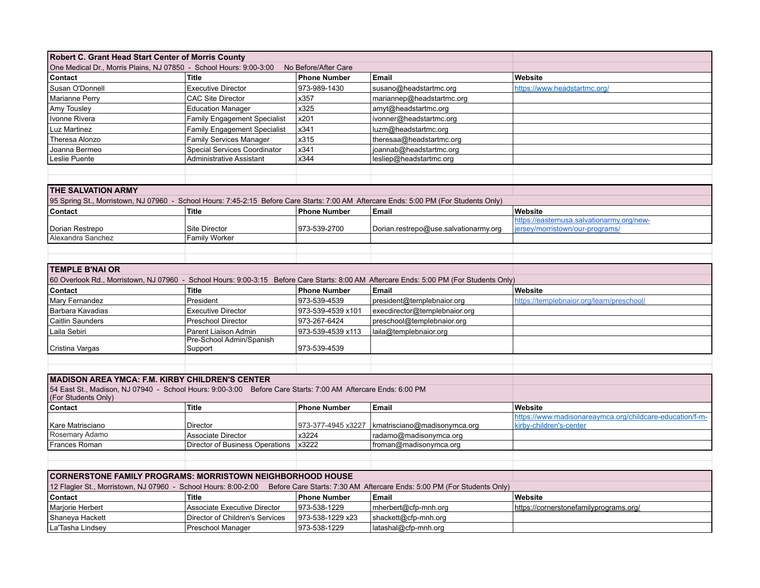## Robert C. Grant Head Start Center of Morris County

One Medical Dr., Morris Plains, NJ 07850 - School Hours: 9:00-3:00 No Before/After Care

| Contact | Title | Phone Number | Email | Website |
| --- | --- | --- | --- | --- |
| Susan O'Donnell | Executive Director | 973-989-1430 | susano@headstartmc.org | https://www.headstartmc.org/ |
| Marianne Perry | CAC Site Director | x357 | mariannep@headstartmc.org | |
| Amy Tousley | Education Manager | x325 | amyt@headstartmc.org | |
| Ivonne Rivera | Family Engagement Specialist | x201 | ivonner@headstartmc.org | |
| Luz Martinez | Family Engagement Specialist | x341 | luzm@headstartmc.org | |
| Theresa Alonzo | Family Services Manager | x315 | theresaa@headstartmc.org | |
| Joanna Bermeo | Special Services Coordinator | x341 | joannab@headstartmc.org | |
| Leslie Puente | Administrative Assistant | x344 | lesliep@headstartmc.org | |

## THE SALVATION ARMY

95 Spring St., Morristown, NJ 07960 - School Hours: 7:45-2:15 Before Care Starts: 7:00 AM Aftercare Ends: 5:00 PM (For Students Only)

| Contact | Title | Phone Number | Email | Website |
| --- | --- | --- | --- | --- |
| Dorian Restrepo | Site Director | 973-539-2700 | Dorian.restrepo@use.salvationarmy.org | https://easternusa.salvationarmy.org/new-jersey/morristown/our-programs/ |
| Alexandra Sanchez | Family Worker | | | |

## TEMPLE B'NAI OR

60 Overlook Rd., Morristown, NJ 07960 - School Hours: 9:00-3:15 Before Care Starts: 8:00 AM Aftercare Ends: 5:00 PM (For Students Only)

| Contact | Title | Phone Number | Email | Website |
| --- | --- | --- | --- | --- |
| Mary Fernandez | President | 973-539-4539 | president@templebnaior.org | https://templebnaior.org/learn/preschool/ |
| Barbara Kavadias | Executive Director | 973-539-4539 x101 | execdirector@templebnaior.org | |
| Caitlin Saunders | Preschool Director | 973-267-6424 | preschool@templebnaior.org | |
| Laila Sebiri | Parent Liaison Admin | 973-539-4539 x113 | laila@templebnaior.org | |
| Cristina Vargas | Pre-School Admin/Spanish Support | 973-539-4539 | | |

## MADISON AREA YMCA: F.M. KIRBY CHILDREN'S CENTER

54 East St., Madison, NJ 07940 - School Hours: 9:00-3:00 Before Care Starts: 7:00 AM Aftercare Ends: 6:00 PM (For Students Only)

| Contact | Title | Phone Number | Email | Website |
| --- | --- | --- | --- | --- |
| Kare Matrisciano | Director | 973-377-4945 x3227 | kmatrisciano@madisonymca.org | https://www.madisonareaymca.org/childcare-education/f-m-kirby-children's-center |
| Rosemary Adamo | Associate Director | x3224 | radamo@madisonymca.org | |
| Frances Roman | Director of Business Operations | x3222 | froman@madisonymca.org | |

## CORNERSTONE FAMILY PROGRAMS: MORRISTOWN NEIGHBORHOOD HOUSE

12 Flagler St., Morristown, NJ 07960 - School Hours: 8:00-2:00 Before Care Starts: 7:30 AM Aftercare Ends: 5:00 PM (For Students Only)

| Contact | Title | Phone Number | Email | Website |
| --- | --- | --- | --- | --- |
| Marjorie Herbert | Associate Executive Director | 973-538-1229 | mherbert@cfp-mnh.org | https://cornerstonefamilyprograms.org/ |
| Shaneya Hackett | Director of Children's Services | 973-538-1229 x23 | shackett@cfp-mnh.org | |
| La'Tasha Lindsey | Preschool Manager | 973-538-1229 | latashal@cfp-mnh.org | |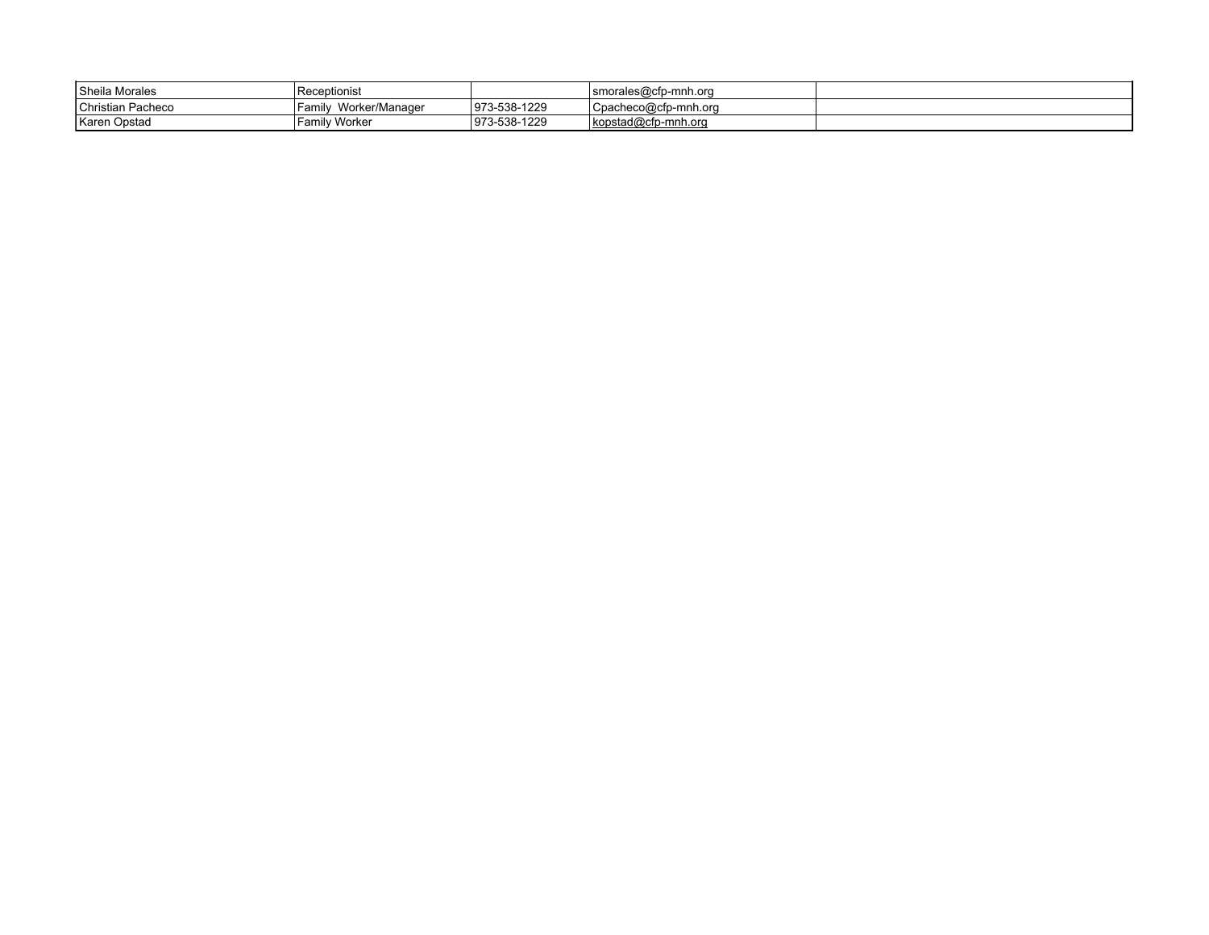| | | | | |
|---|---|---|---|---|
| Sheila Morales | Receptionist | | smorales@cfp-mnh.org | |
| Christian Pacheco | Family  Worker/Manager | 973-538-1229 | Cpacheco@cfp-mnh.org | |
| Karen Opstad | Family Worker | 973-538-1229 | kopstad@cfp-mnh.org | |